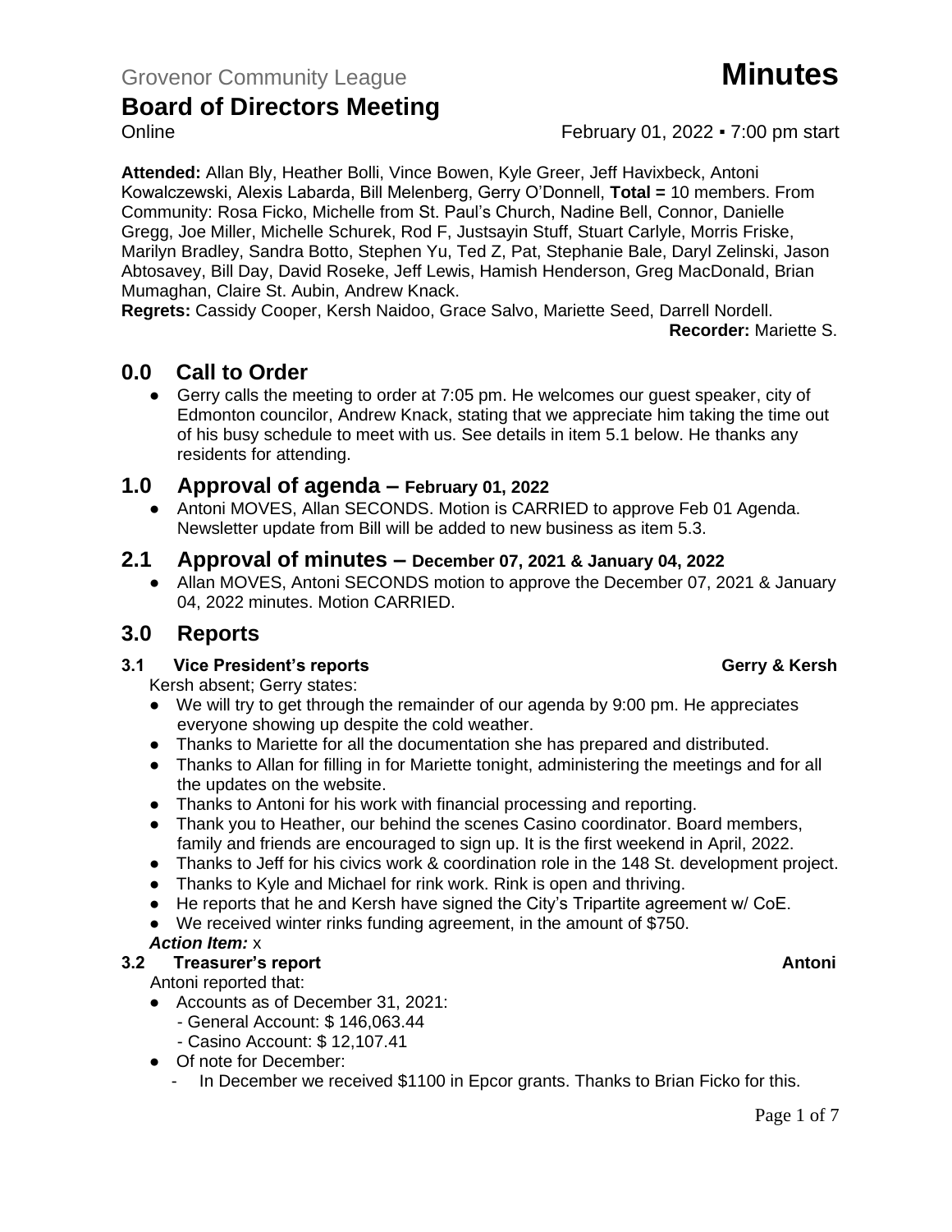Grovenor Community League **Minutes**

# Board of Directors Meeting

Online February 01, 2022 ▪ 7:00 pm start

**Attended:** Allan Bly, Heather Bolli, Vince Bowen, Kyle Greer, Jeff Havixbeck, Antoni Kowalczewski, Alexis Labarda, Bill Melenberg, Gerry O'Donnell, **Total =** 10 members. From Community: Rosa Ficko, Michelle from St. Paul's Church, Nadine Bell, Connor, Danielle Gregg, Joe Miller, Michelle Schurek, Rod F, Justsayin Stuff, Stuart Carlyle, Morris Friske, Marilyn Bradley, Sandra Botto, Stephen Yu, Ted Z, Pat, Stephanie Bale, Daryl Zelinski, Jason Abtosavey, Bill Day, David Roseke, Jeff Lewis, Hamish Henderson, Greg MacDonald, Brian Mumaghan, Claire St. Aubin, Andrew Knack.

**Regrets:** Cassidy Cooper, Kersh Naidoo, Grace Salvo, Mariette Seed, Darrell Nordell.

**Recorder:** Mariette S.

## 0.0 Call to Order

- Gerry calls the meeting to order at 7:05 pm. He welcomes our guest speaker, city of Edmonton councilor, Andrew Knack, stating that we appreciate him taking the time out of his busy schedule to meet with us. See details in item 5.1 below. He thanks any residents for attending.

## 1.0 Approval of agenda – February 01, 2022

- Antoni MOVES, Allan SECONDS. Motion is CARRIED to approve Feb 01 Agenda. Newsletter update from Bill will be added to new business as item 5.3.

## 2.1 Approval of minutes – December 07, 2021 & January 04, 2022

- Allan MOVES, Antoni SECONDS motion to approve the December 07, 2021 & January 04, 2022 minutes. Motion CARRIED.

## 3.0 Reports

### 3.1 Vice President's reports — Gerry & Kersh

Kersh absent; Gerry states:

- We will try to get through the remainder of our agenda by 9:00 pm. He appreciates everyone showing up despite the cold weather.
- Thanks to Mariette for all the documentation she has prepared and distributed.
- Thanks to Allan for filling in for Mariette tonight, administering the meetings and for all the updates on the website.
- Thanks to Antoni for his work with financial processing and reporting.
- Thank you to Heather, our behind the scenes Casino coordinator. Board members, family and friends are encouraged to sign up. It is the first weekend in April, 2022.
- Thanks to Jeff for his civics work & coordination role in the 148 St. development project.
- Thanks to Kyle and Michael for rink work. Rink is open and thriving.
- He reports that he and Kersh have signed the City's Tripartite agreement w/ CoE.
- We received winter rinks funding agreement, in the amount of $750.

***Action Item:*** x

### 3.2 Treasurer's report — Antoni

Antoni reported that:

- Accounts as of December 31, 2021:
  - General Account: $ 146,063.44
  - Casino Account: $ 12,107.41
- Of note for December:
  - In December we received $1100 in Epcor grants. Thanks to Brian Ficko for this.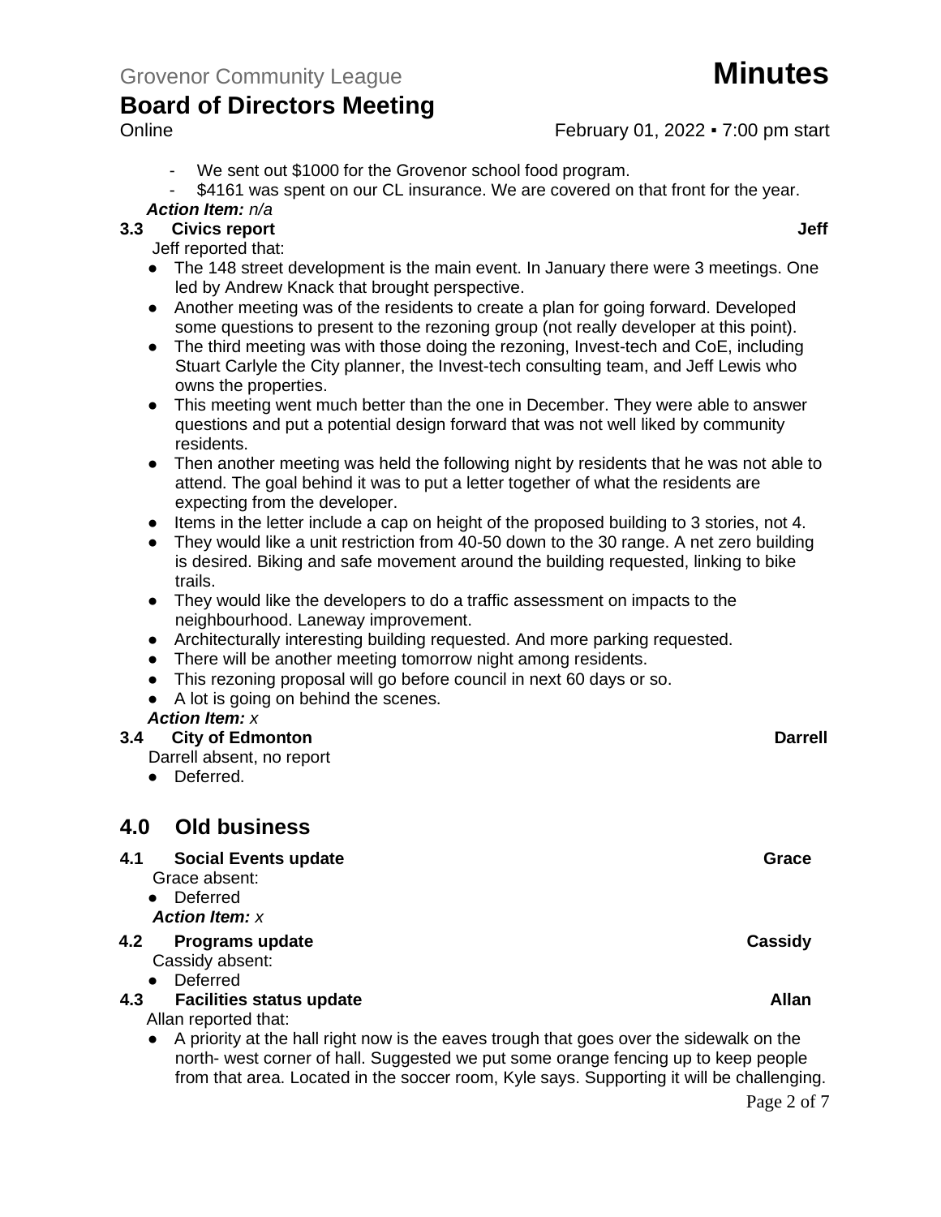- We sent out $1000 for the Grovenor school food program.
- $4161 was spent on our CL insurance. We are covered on that front for the year.

***Action Item:*** *n/a*

**3.3 Civics report** **Jeff**

Jeff reported that:

- The 148 street development is the main event. In January there were 3 meetings. One led by Andrew Knack that brought perspective.
- Another meeting was of the residents to create a plan for going forward. Developed some questions to present to the rezoning group (not really developer at this point).
- The third meeting was with those doing the rezoning, Invest-tech and CoE, including Stuart Carlyle the City planner, the Invest-tech consulting team, and Jeff Lewis who owns the properties.
- This meeting went much better than the one in December. They were able to answer questions and put a potential design forward that was not well liked by community residents.
- Then another meeting was held the following night by residents that he was not able to attend. The goal behind it was to put a letter together of what the residents are expecting from the developer.
- Items in the letter include a cap on height of the proposed building to 3 stories, not 4.
- They would like a unit restriction from 40-50 down to the 30 range. A net zero building is desired. Biking and safe movement around the building requested, linking to bike trails.
- They would like the developers to do a traffic assessment on impacts to the neighbourhood. Laneway improvement.
- Architecturally interesting building requested. And more parking requested.
- There will be another meeting tomorrow night among residents.
- This rezoning proposal will go before council in next 60 days or so.
- A lot is going on behind the scenes.

***Action Item:*** *x*

**3.4 City of Edmonton** **Darrell**

Darrell absent, no report

- Deferred.

## 4.0 Old business

**4.1 Social Events update** **Grace**

Grace absent:

- Deferred

***Action Item:*** *x*

**4.2 Programs update** **Cassidy**

Cassidy absent:

- Deferred

**4.3 Facilities status update** **Allan**

Allan reported that:

- A priority at the hall right now is the eaves trough that goes over the sidewalk on the north- west corner of hall. Suggested we put some orange fencing up to keep people from that area. Located in the soccer room, Kyle says. Supporting it will be challenging.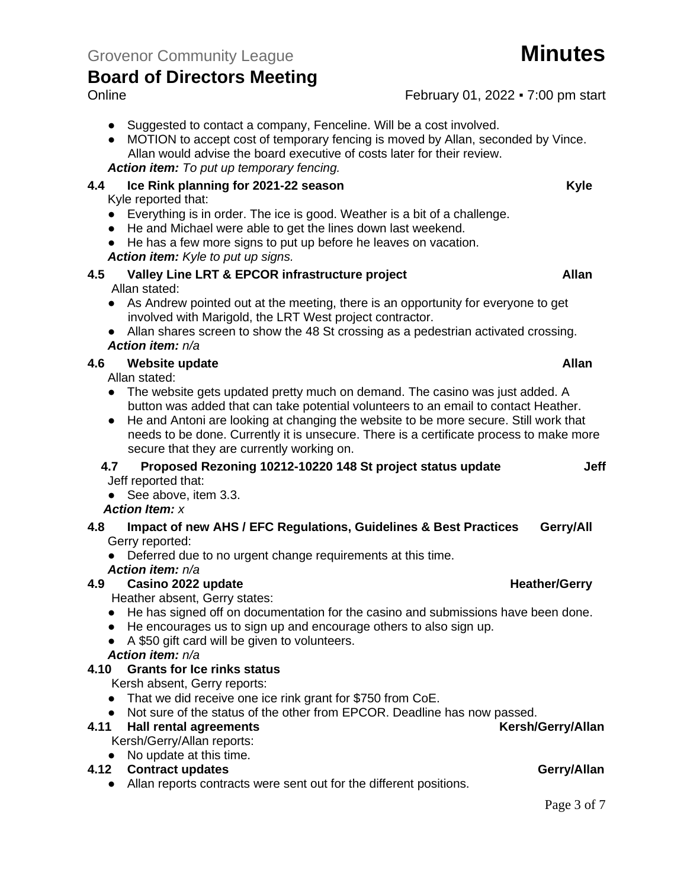- Suggested to contact a company, Fenceline. Will be a cost involved.
- MOTION to accept cost of temporary fencing is moved by Allan, seconded by Vince. Allan would advise the board executive of costs later for their review.

***Action item:*** *To put up temporary fencing.*

### 4.4 Ice Rink planning for 2021-22 season — Kyle

Kyle reported that:

- Everything is in order. The ice is good. Weather is a bit of a challenge.
- He and Michael were able to get the lines down last weekend.
- He has a few more signs to put up before he leaves on vacation.

***Action item:*** *Kyle to put up signs.*

### 4.5 Valley Line LRT & EPCOR infrastructure project — Allan

Allan stated:

- As Andrew pointed out at the meeting, there is an opportunity for everyone to get involved with Marigold, the LRT West project contractor.
- Allan shares screen to show the 48 St crossing as a pedestrian activated crossing.

***Action item:*** *n/a*

### 4.6 Website update — Allan

Allan stated:

- The website gets updated pretty much on demand. The casino was just added. A button was added that can take potential volunteers to an email to contact Heather.
- He and Antoni are looking at changing the website to be more secure. Still work that needs to be done. Currently it is unsecure. There is a certificate process to make more secure that they are currently working on.

### 4.7 Proposed Rezoning 10212-10220 148 St project status update — Jeff

Jeff reported that:

- See above, item 3.3.

***Action Item:*** *x*

### 4.8 Impact of new AHS / EFC Regulations, Guidelines & Best Practices — Gerry/All

Gerry reported:

- Deferred due to no urgent change requirements at this time.

***Action item:*** *n/a*

### 4.9 Casino 2022 update — Heather/Gerry

Heather absent, Gerry states:

- He has signed off on documentation for the casino and submissions have been done.
- He encourages us to sign up and encourage others to also sign up.
- A $50 gift card will be given to volunteers.

***Action item:*** *n/a*

### 4.10 Grants for Ice rinks status

Kersh absent, Gerry reports:

- That we did receive one ice rink grant for $750 from CoE.
- Not sure of the status of the other from EPCOR. Deadline has now passed.

### 4.11 Hall rental agreements — Kersh/Gerry/Allan

Kersh/Gerry/Allan reports:

- No update at this time.

### 4.12 Contract updates — Gerry/Allan

- Allan reports contracts were sent out for the different positions.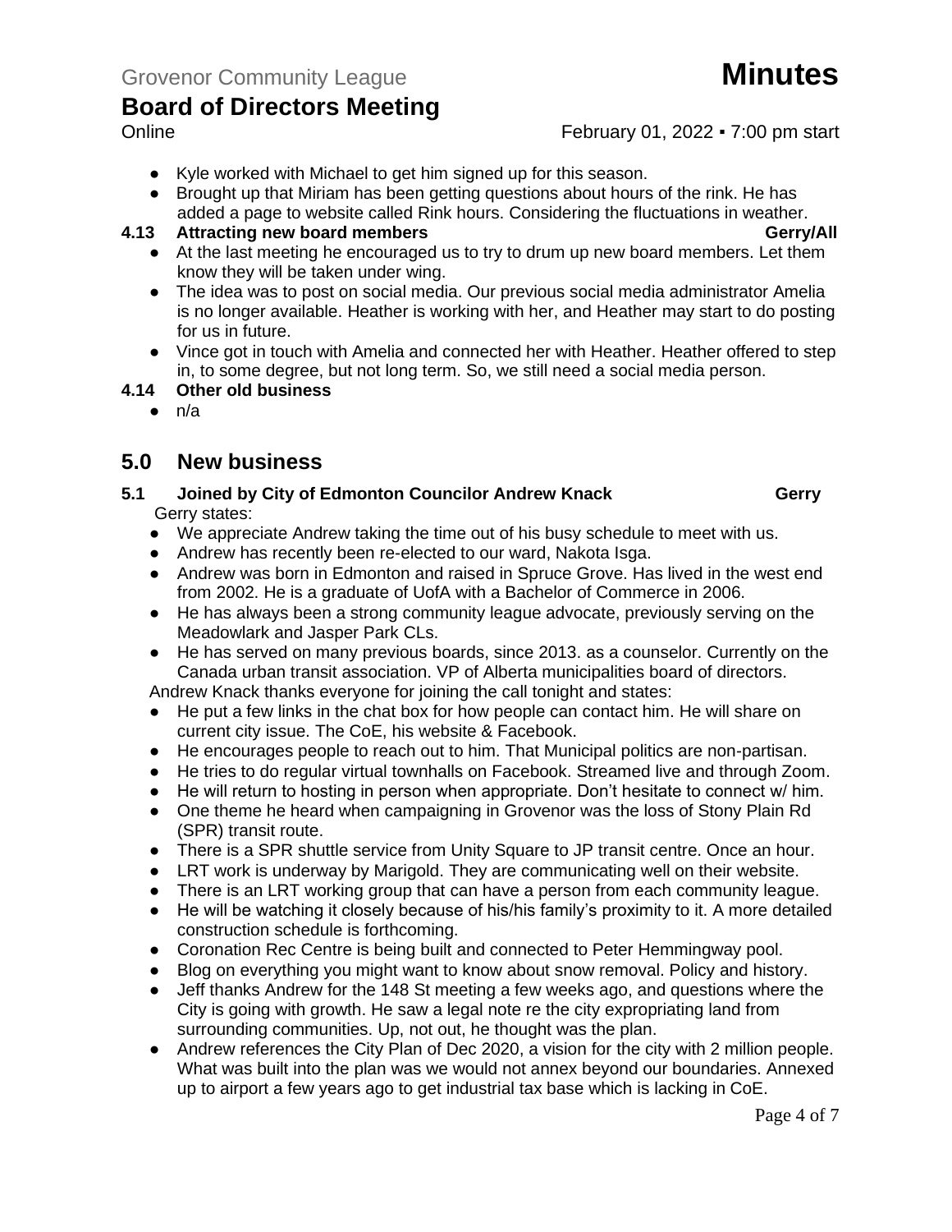- Kyle worked with Michael to get him signed up for this season.
- Brought up that Miriam has been getting questions about hours of the rink. He has added a page to website called Rink hours. Considering the fluctuations in weather.

**4.13 Attracting new board members** **Gerry/All**

- At the last meeting he encouraged us to try to drum up new board members. Let them know they will be taken under wing.
- The idea was to post on social media. Our previous social media administrator Amelia is no longer available. Heather is working with her, and Heather may start to do posting for us in future.
- Vince got in touch with Amelia and connected her with Heather. Heather offered to step in, to some degree, but not long term. So, we still need a social media person.

**4.14 Other old business**

- n/a

## 5.0 New business

**5.1 Joined by City of Edmonton Councilor Andrew Knack** **Gerry**

Gerry states:

- We appreciate Andrew taking the time out of his busy schedule to meet with us.
- Andrew has recently been re-elected to our ward, Nakota Isga.
- Andrew was born in Edmonton and raised in Spruce Grove. Has lived in the west end from 2002. He is a graduate of UofA with a Bachelor of Commerce in 2006.
- He has always been a strong community league advocate, previously serving on the Meadowlark and Jasper Park CLs.
- He has served on many previous boards, since 2013. as a counselor. Currently on the Canada urban transit association. VP of Alberta municipalities board of directors.

Andrew Knack thanks everyone for joining the call tonight and states:

- He put a few links in the chat box for how people can contact him. He will share on current city issue. The CoE, his website & Facebook.
- He encourages people to reach out to him. That Municipal politics are non-partisan.
- He tries to do regular virtual townhalls on Facebook. Streamed live and through Zoom.
- He will return to hosting in person when appropriate. Don't hesitate to connect w/ him.
- One theme he heard when campaigning in Grovenor was the loss of Stony Plain Rd (SPR) transit route.
- There is a SPR shuttle service from Unity Square to JP transit centre. Once an hour.
- LRT work is underway by Marigold. They are communicating well on their website.
- There is an LRT working group that can have a person from each community league.
- He will be watching it closely because of his/his family's proximity to it. A more detailed construction schedule is forthcoming.
- Coronation Rec Centre is being built and connected to Peter Hemmingway pool.
- Blog on everything you might want to know about snow removal. Policy and history.
- Jeff thanks Andrew for the 148 St meeting a few weeks ago, and questions where the City is going with growth. He saw a legal note re the city expropriating land from surrounding communities. Up, not out, he thought was the plan.
- Andrew references the City Plan of Dec 2020, a vision for the city with 2 million people. What was built into the plan was we would not annex beyond our boundaries. Annexed up to airport a few years ago to get industrial tax base which is lacking in CoE.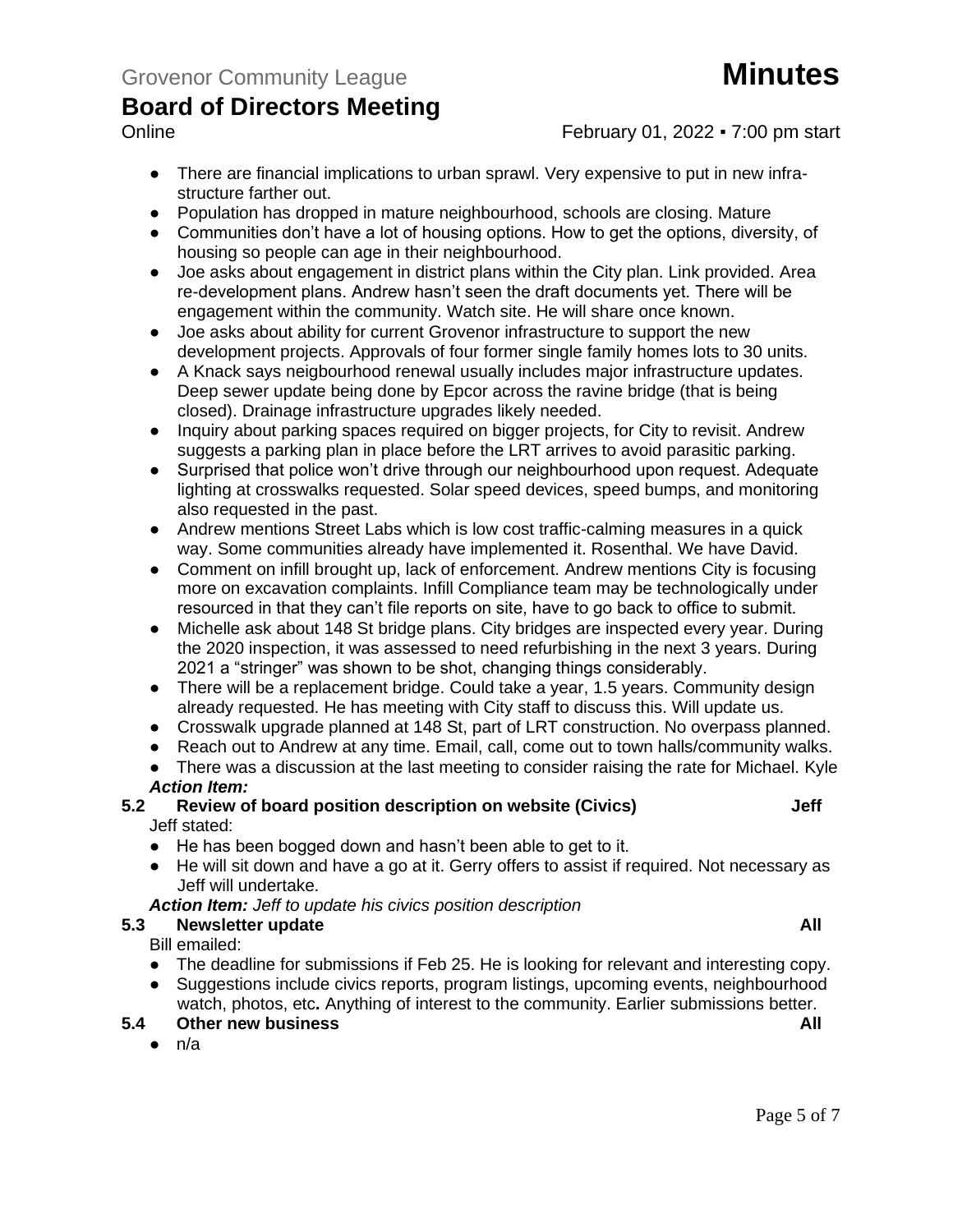- There are financial implications to urban sprawl. Very expensive to put in new infra-structure farther out.
- Population has dropped in mature neighbourhood, schools are closing. Mature
- Communities don't have a lot of housing options. How to get the options, diversity, of housing so people can age in their neighbourhood.
- Joe asks about engagement in district plans within the City plan. Link provided. Area re-development plans. Andrew hasn't seen the draft documents yet. There will be engagement within the community. Watch site. He will share once known.
- Joe asks about ability for current Grovenor infrastructure to support the new development projects. Approvals of four former single family homes lots to 30 units.
- A Knack says neigbourhood renewal usually includes major infrastructure updates. Deep sewer update being done by Epcor across the ravine bridge (that is being closed). Drainage infrastructure upgrades likely needed.
- Inquiry about parking spaces required on bigger projects, for City to revisit. Andrew suggests a parking plan in place before the LRT arrives to avoid parasitic parking.
- Surprised that police won't drive through our neighbourhood upon request. Adequate lighting at crosswalks requested. Solar speed devices, speed bumps, and monitoring also requested in the past.
- Andrew mentions Street Labs which is low cost traffic-calming measures in a quick way. Some communities already have implemented it. Rosenthal. We have David.
- Comment on infill brought up, lack of enforcement. Andrew mentions City is focusing more on excavation complaints. Infill Compliance team may be technologically under resourced in that they can't file reports on site, have to go back to office to submit.
- Michelle ask about 148 St bridge plans. City bridges are inspected every year. During the 2020 inspection, it was assessed to need refurbishing in the next 3 years. During 2021 a "stringer" was shown to be shot, changing things considerably.
- There will be a replacement bridge. Could take a year, 1.5 years. Community design already requested. He has meeting with City staff to discuss this. Will update us.
- Crosswalk upgrade planned at 148 St, part of LRT construction. No overpass planned.
- Reach out to Andrew at any time. Email, call, come out to town halls/community walks.
- There was a discussion at the last meeting to consider raising the rate for Michael. Kyle

***Action Item:***

### 5.2 Review of board position description on website (Civics) — Jeff

Jeff stated:

- He has been bogged down and hasn't been able to get to it.
- He will sit down and have a go at it. Gerry offers to assist if required. Not necessary as Jeff will undertake.

***Action Item:*** *Jeff to update his civics position description*

### 5.3 Newsletter update — All

Bill emailed:

- The deadline for submissions if Feb 25. He is looking for relevant and interesting copy.
- Suggestions include civics reports, program listings, upcoming events, neighbourhood watch, photos, etc**.** Anything of interest to the community. Earlier submissions better.

### 5.4 Other new business — All

- n/a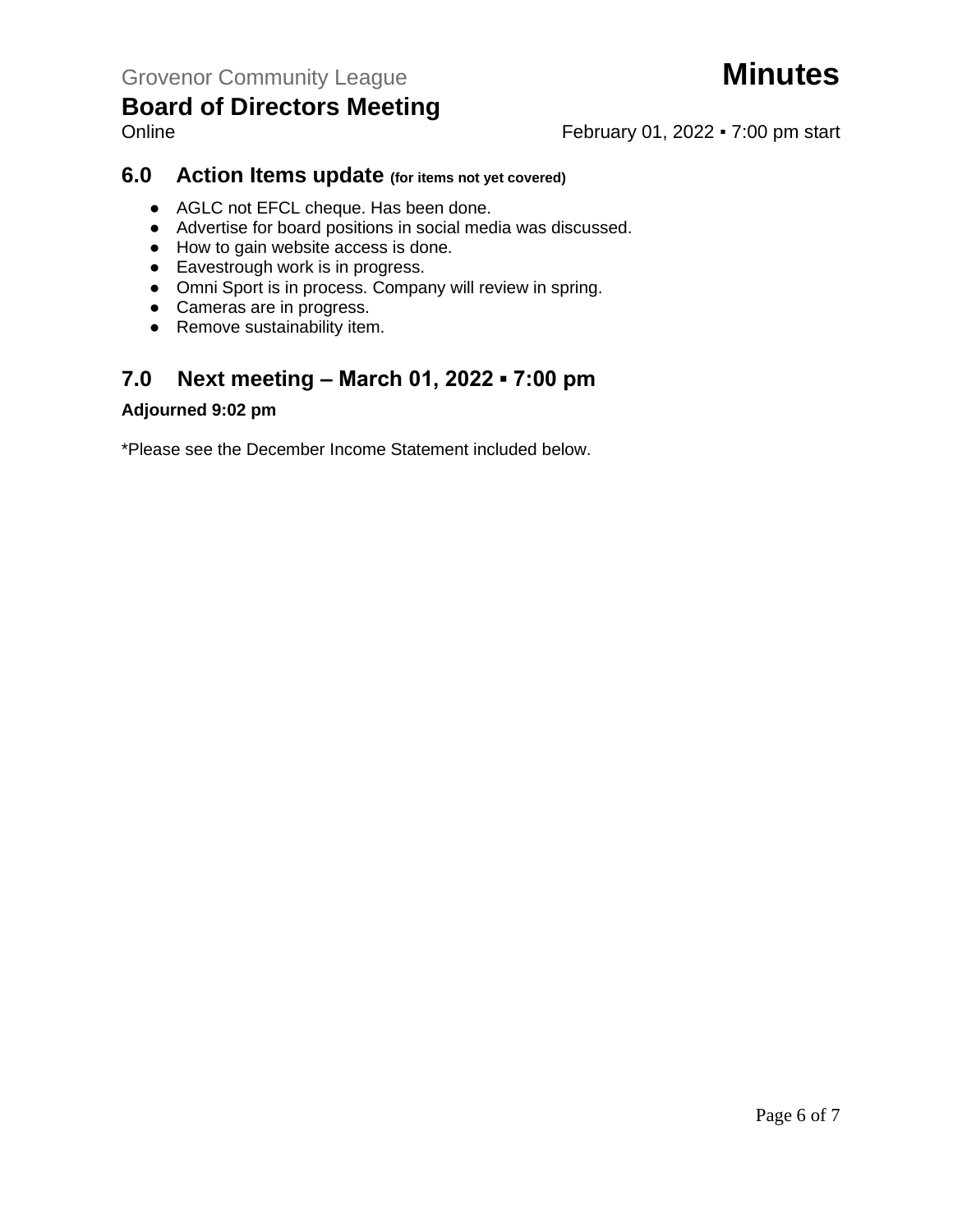## 6.0 Action Items update (for items not yet covered)

- AGLC not EFCL cheque. Has been done.
- Advertise for board positions in social media was discussed.
- How to gain website access is done.
- Eavestrough work is in progress.
- Omni Sport is in process. Company will review in spring.
- Cameras are in progress.
- Remove sustainability item.

## 7.0 Next meeting – March 01, 2022 ▪ 7:00 pm

**Adjourned 9:02 pm**

*Please see the December Income Statement included below.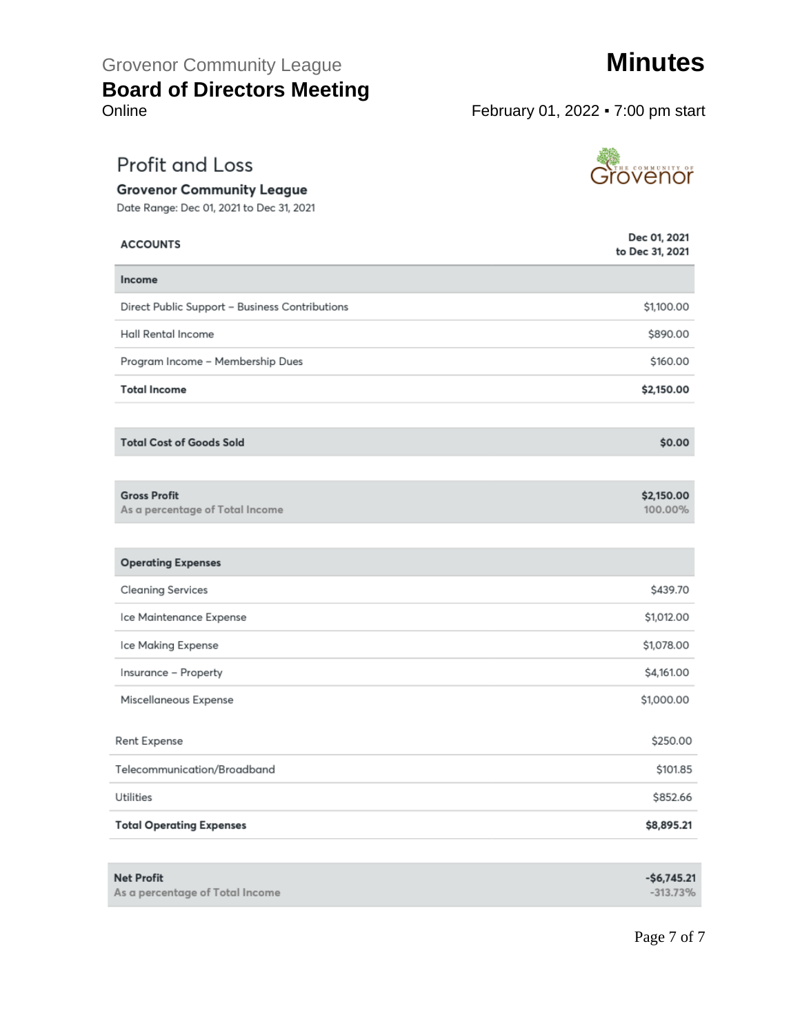## Profit and Loss

**Grovenor Community League**

Date Range: Dec 01, 2021 to Dec 31, 2021

| ACCOUNTS | Dec 01, 2021 to Dec 31, 2021 |
|---|---|
| **Income** | |
| Direct Public Support – Business Contributions | $1,100.00 |
| Hall Rental Income | $890.00 |
| Program Income – Membership Dues | $160.00 |
| **Total Income** | **$2,150.00** |
| **Total Cost of Goods Sold** | **$0.00** |
| **Gross Profit** | **$2,150.00** |
| As a percentage of Total Income | 100.00% |
| **Operating Expenses** | |
| Cleaning Services | $439.70 |
| Ice Maintenance Expense | $1,012.00 |
| Ice Making Expense | $1,078.00 |
| Insurance – Property | $4,161.00 |
| Miscellaneous Expense | $1,000.00 |
| Rent Expense | $250.00 |
| Telecommunication/Broadband | $101.85 |
| Utilities | $852.66 |
| **Total Operating Expenses** | **$8,895.21** |
| **Net Profit** | **-$6,745.21** |
| As a percentage of Total Income | -313.73% |